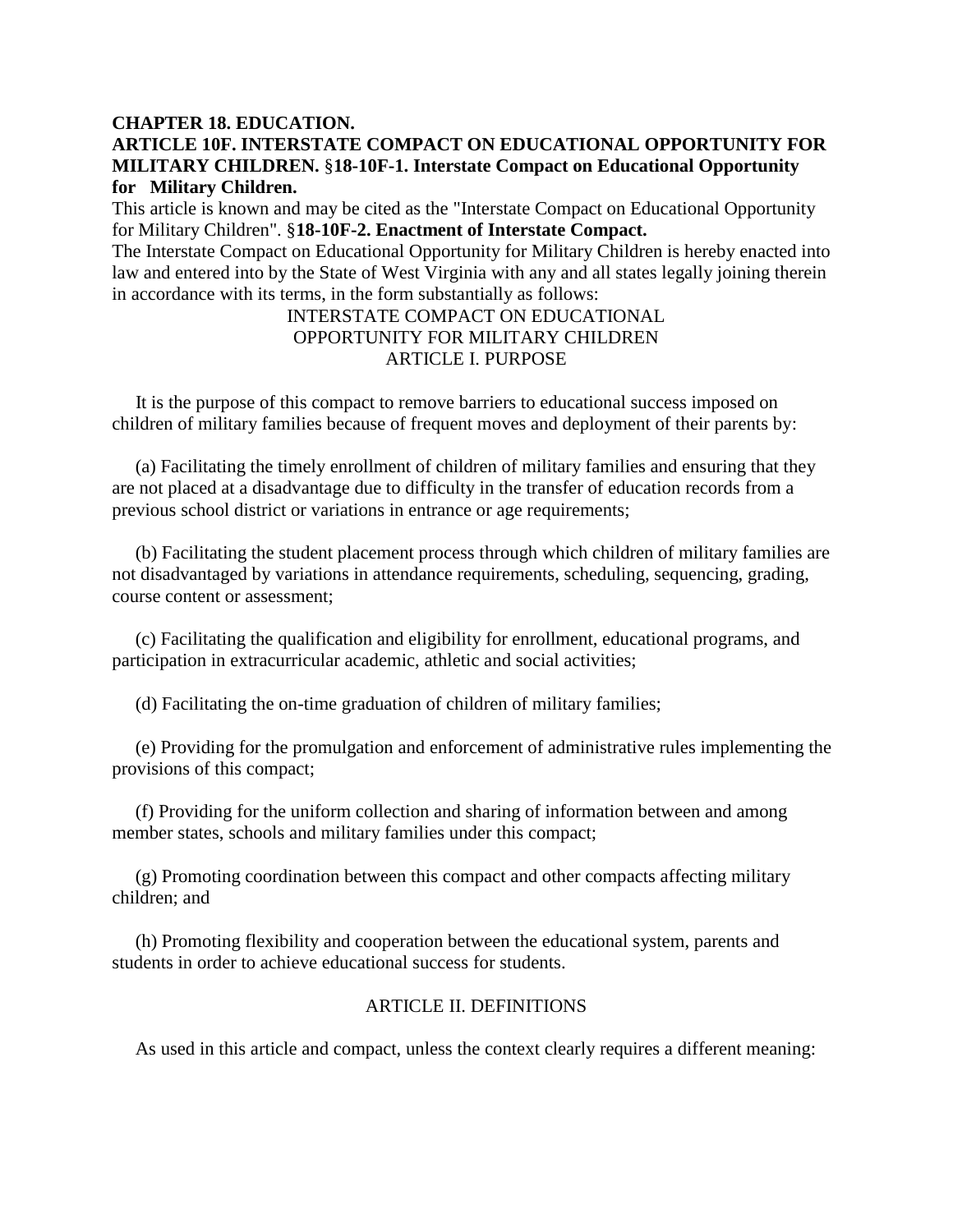**CHAPTER 18. EDUCATION.**

**ARTICLE 10F. INTERSTATE COMPACT ON EDUCATIONAL OPPORTUNITY FOR MILITARY CHILDREN.** §**18-10F-1. Interstate Compact on Educational Opportunity for Military Children.**

This article is known and may be cited as the "Interstate Compact on Educational Opportunity for Military Children". §**18-10F-2. Enactment of Interstate Compact.**

The Interstate Compact on Educational Opportunity for Military Children is hereby enacted into law and entered into by the State of West Virginia with any and all states legally joining therein in accordance with its terms, in the form substantially as follows:

INTERSTATE COMPACT ON EDUCATIONAL OPPORTUNITY FOR MILITARY CHILDREN

ARTICLE I. PURPOSE

It is the purpose of this compact to remove barriers to educational success imposed on children of military families because of frequent moves and deployment of their parents by:

(a) Facilitating the timely enrollment of children of military families and ensuring that they are not placed at a disadvantage due to difficulty in the transfer of education records from a previous school district or variations in entrance or age requirements;

(b) Facilitating the student placement process through which children of military families are not disadvantaged by variations in attendance requirements, scheduling, sequencing, grading, course content or assessment;

(c) Facilitating the qualification and eligibility for enrollment, educational programs, and participation in extracurricular academic, athletic and social activities;

(d) Facilitating the on-time graduation of children of military families;

(e) Providing for the promulgation and enforcement of administrative rules implementing the provisions of this compact;

(f) Providing for the uniform collection and sharing of information between and among member states, schools and military families under this compact;

(g) Promoting coordination between this compact and other compacts affecting military children; and

(h) Promoting flexibility and cooperation between the educational system, parents and students in order to achieve educational success for students.

ARTICLE II. DEFINITIONS

As used in this article and compact, unless the context clearly requires a different meaning: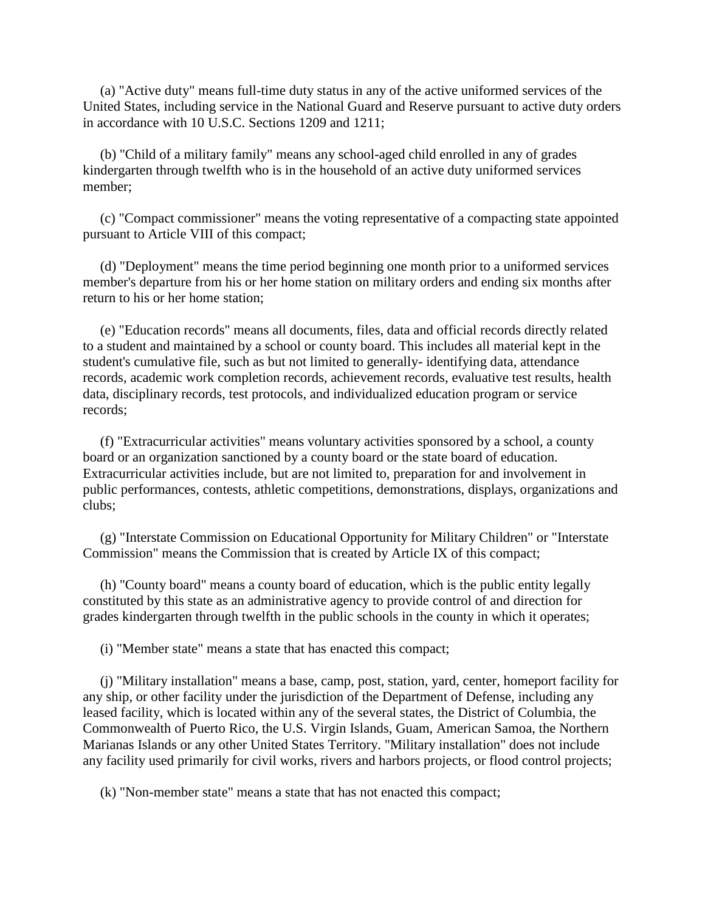(a) "Active duty" means full-time duty status in any of the active uniformed services of the United States, including service in the National Guard and Reserve pursuant to active duty orders in accordance with 10 U.S.C. Sections 1209 and 1211;

(b) "Child of a military family" means any school-aged child enrolled in any of grades kindergarten through twelfth who is in the household of an active duty uniformed services member;

(c) "Compact commissioner" means the voting representative of a compacting state appointed pursuant to Article VIII of this compact;

(d) "Deployment" means the time period beginning one month prior to a uniformed services member's departure from his or her home station on military orders and ending six months after return to his or her home station;

(e) "Education records" means all documents, files, data and official records directly related to a student and maintained by a school or county board. This includes all material kept in the student's cumulative file, such as but not limited to generally- identifying data, attendance records, academic work completion records, achievement records, evaluative test results, health data, disciplinary records, test protocols, and individualized education program or service records;

(f) "Extracurricular activities" means voluntary activities sponsored by a school, a county board or an organization sanctioned by a county board or the state board of education. Extracurricular activities include, but are not limited to, preparation for and involvement in public performances, contests, athletic competitions, demonstrations, displays, organizations and clubs;

(g) "Interstate Commission on Educational Opportunity for Military Children" or "Interstate Commission" means the Commission that is created by Article IX of this compact;

(h) "County board" means a county board of education, which is the public entity legally constituted by this state as an administrative agency to provide control of and direction for grades kindergarten through twelfth in the public schools in the county in which it operates;

(i) "Member state" means a state that has enacted this compact;

(j) "Military installation" means a base, camp, post, station, yard, center, homeport facility for any ship, or other facility under the jurisdiction of the Department of Defense, including any leased facility, which is located within any of the several states, the District of Columbia, the Commonwealth of Puerto Rico, the U.S. Virgin Islands, Guam, American Samoa, the Northern Marianas Islands or any other United States Territory. "Military installation" does not include any facility used primarily for civil works, rivers and harbors projects, or flood control projects;

(k) "Non-member state" means a state that has not enacted this compact;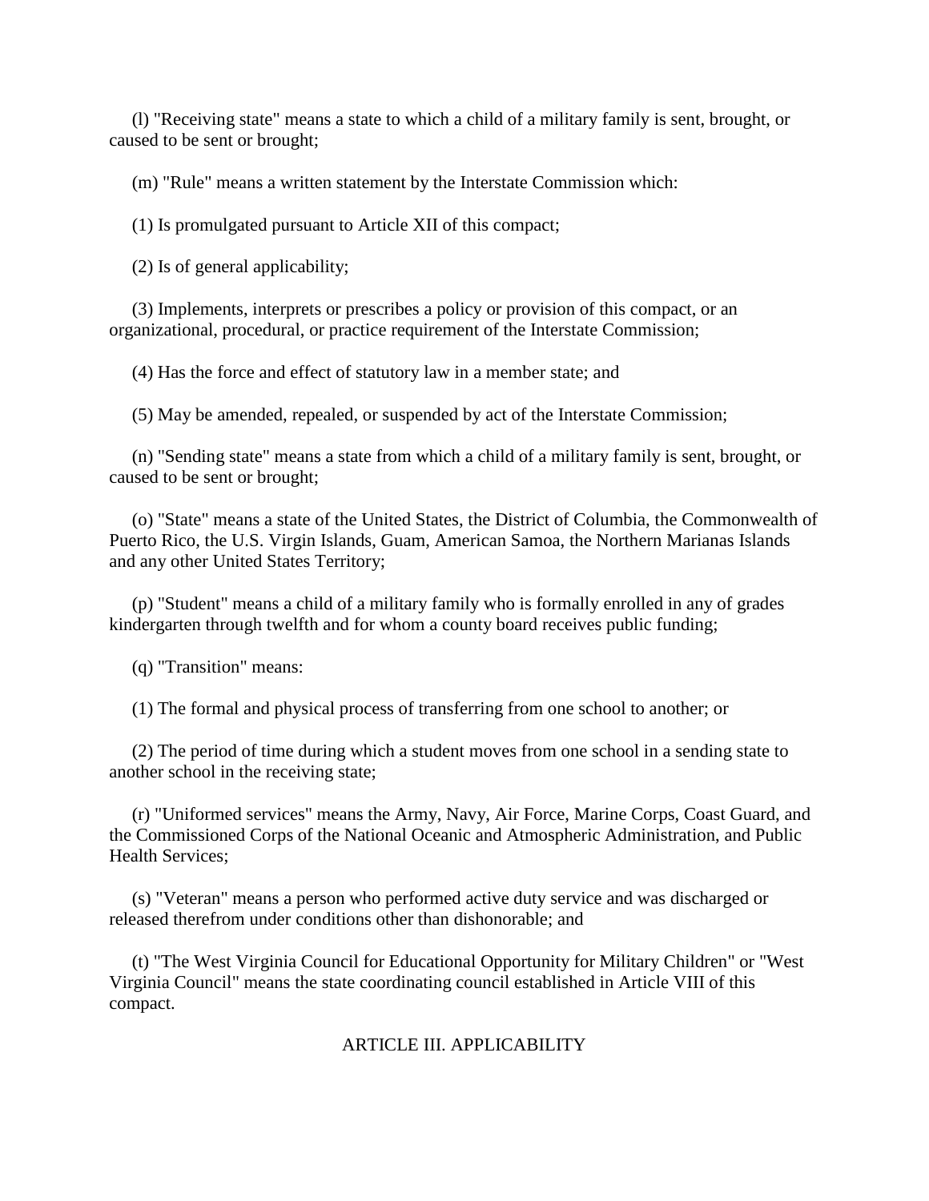(l) "Receiving state" means a state to which a child of a military family is sent, brought, or caused to be sent or brought;

(m) "Rule" means a written statement by the Interstate Commission which:

(1) Is promulgated pursuant to Article XII of this compact;

(2) Is of general applicability;

(3) Implements, interprets or prescribes a policy or provision of this compact, or an organizational, procedural, or practice requirement of the Interstate Commission;

(4) Has the force and effect of statutory law in a member state; and

(5) May be amended, repealed, or suspended by act of the Interstate Commission;

(n) "Sending state" means a state from which a child of a military family is sent, brought, or caused to be sent or brought;

(o) "State" means a state of the United States, the District of Columbia, the Commonwealth of Puerto Rico, the U.S. Virgin Islands, Guam, American Samoa, the Northern Marianas Islands and any other United States Territory;

(p) "Student" means a child of a military family who is formally enrolled in any of grades kindergarten through twelfth and for whom a county board receives public funding;

(q) "Transition" means:

(1) The formal and physical process of transferring from one school to another; or

(2) The period of time during which a student moves from one school in a sending state to another school in the receiving state;

(r) "Uniformed services" means the Army, Navy, Air Force, Marine Corps, Coast Guard, and the Commissioned Corps of the National Oceanic and Atmospheric Administration, and Public Health Services;

(s) "Veteran" means a person who performed active duty service and was discharged or released therefrom under conditions other than dishonorable; and

(t) "The West Virginia Council for Educational Opportunity for Military Children" or "West Virginia Council" means the state coordinating council established in Article VIII of this compact.

ARTICLE III. APPLICABILITY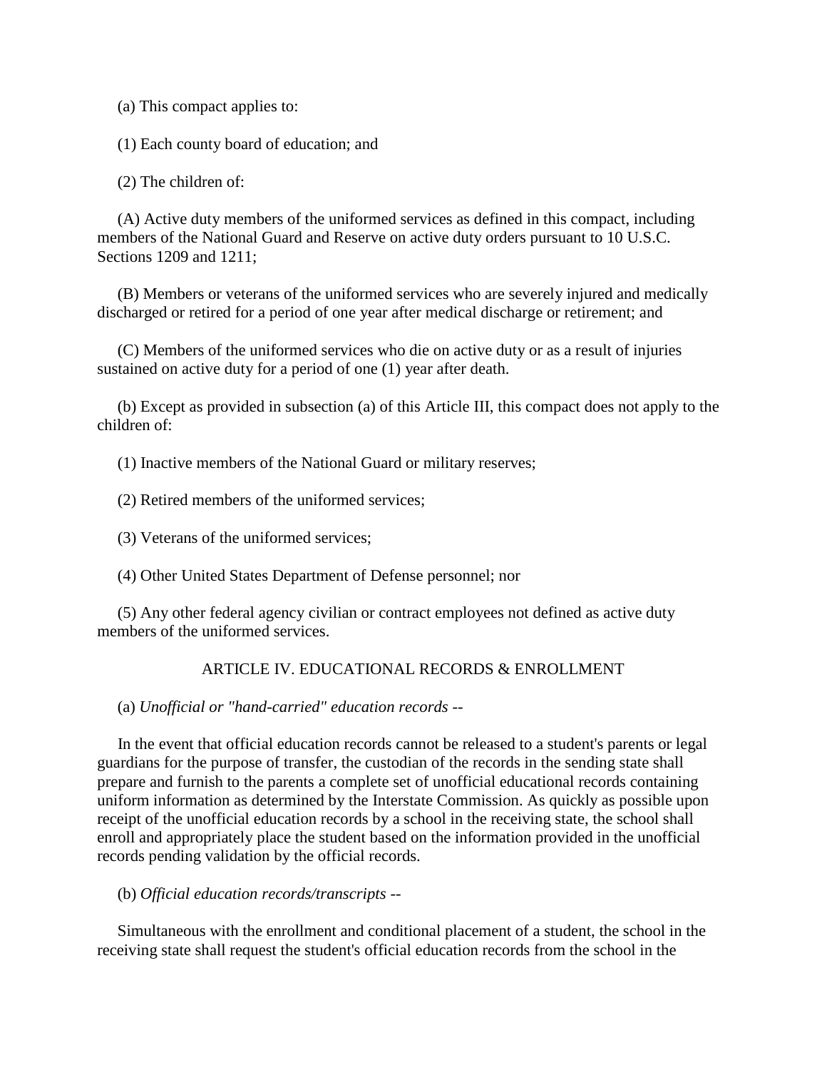(a) This compact applies to:

(1) Each county board of education; and

(2) The children of:

(A) Active duty members of the uniformed services as defined in this compact, including members of the National Guard and Reserve on active duty orders pursuant to 10 U.S.C. Sections 1209 and 1211;

(B) Members or veterans of the uniformed services who are severely injured and medically discharged or retired for a period of one year after medical discharge or retirement; and

(C) Members of the uniformed services who die on active duty or as a result of injuries sustained on active duty for a period of one (1) year after death.

(b) Except as provided in subsection (a) of this Article III, this compact does not apply to the children of:

(1) Inactive members of the National Guard or military reserves;

(2) Retired members of the uniformed services;

(3) Veterans of the uniformed services;

(4) Other United States Department of Defense personnel; nor

(5) Any other federal agency civilian or contract employees not defined as active duty members of the uniformed services.

## ARTICLE IV. EDUCATIONAL RECORDS & ENROLLMENT

(a) *Unofficial or "hand-carried" education records* --

In the event that official education records cannot be released to a student's parents or legal guardians for the purpose of transfer, the custodian of the records in the sending state shall prepare and furnish to the parents a complete set of unofficial educational records containing uniform information as determined by the Interstate Commission. As quickly as possible upon receipt of the unofficial education records by a school in the receiving state, the school shall enroll and appropriately place the student based on the information provided in the unofficial records pending validation by the official records.

(b) *Official education records/transcripts* --

Simultaneous with the enrollment and conditional placement of a student, the school in the receiving state shall request the student's official education records from the school in the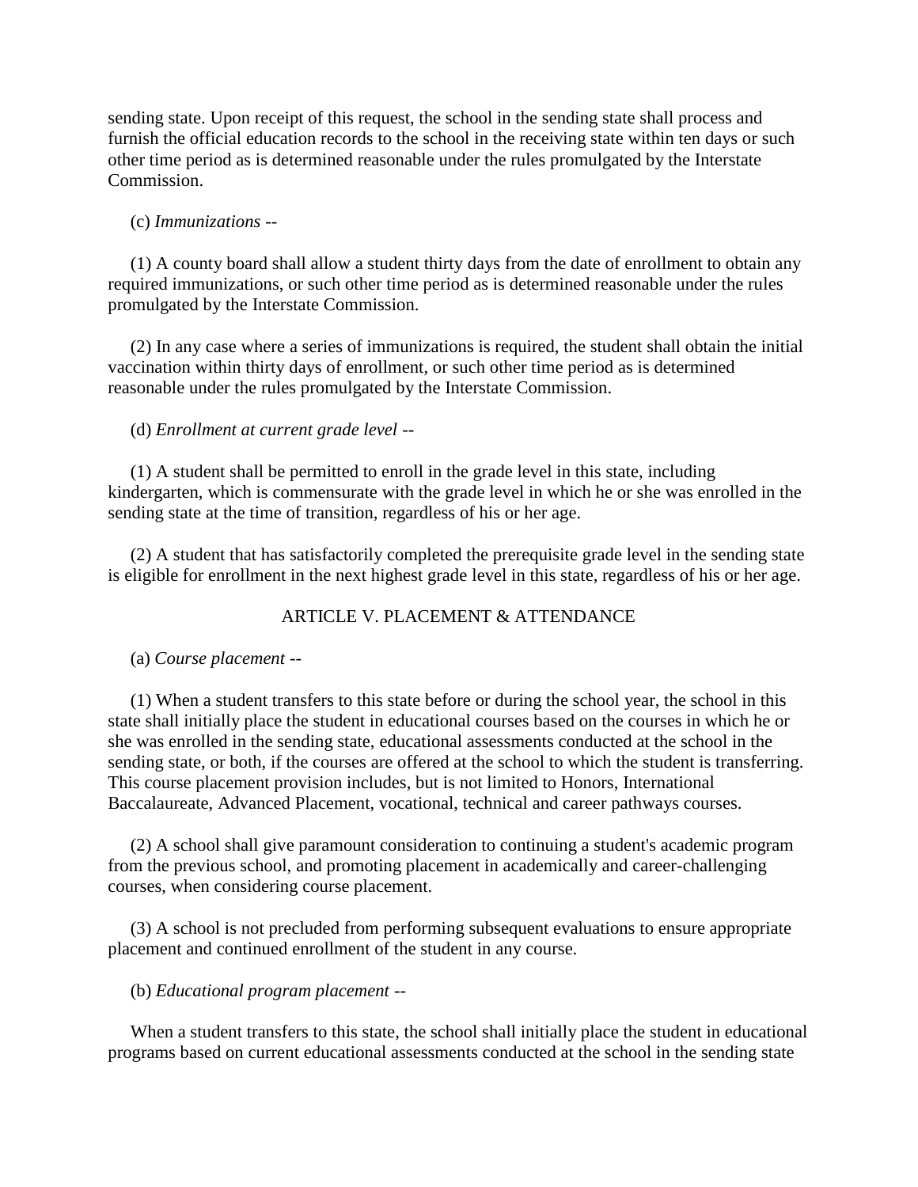sending state. Upon receipt of this request, the school in the sending state shall process and furnish the official education records to the school in the receiving state within ten days or such other time period as is determined reasonable under the rules promulgated by the Interstate Commission.

(c) *Immunizations* --

(1) A county board shall allow a student thirty days from the date of enrollment to obtain any required immunizations, or such other time period as is determined reasonable under the rules promulgated by the Interstate Commission.

(2) In any case where a series of immunizations is required, the student shall obtain the initial vaccination within thirty days of enrollment, or such other time period as is determined reasonable under the rules promulgated by the Interstate Commission.

(d) *Enrollment at current grade level* --

(1) A student shall be permitted to enroll in the grade level in this state, including kindergarten, which is commensurate with the grade level in which he or she was enrolled in the sending state at the time of transition, regardless of his or her age.

(2) A student that has satisfactorily completed the prerequisite grade level in the sending state is eligible for enrollment in the next highest grade level in this state, regardless of his or her age.

## ARTICLE V. PLACEMENT & ATTENDANCE

(a) *Course placement* --

(1) When a student transfers to this state before or during the school year, the school in this state shall initially place the student in educational courses based on the courses in which he or she was enrolled in the sending state, educational assessments conducted at the school in the sending state, or both, if the courses are offered at the school to which the student is transferring. This course placement provision includes, but is not limited to Honors, International Baccalaureate, Advanced Placement, vocational, technical and career pathways courses.

(2) A school shall give paramount consideration to continuing a student's academic program from the previous school, and promoting placement in academically and career-challenging courses, when considering course placement.

(3) A school is not precluded from performing subsequent evaluations to ensure appropriate placement and continued enrollment of the student in any course.

(b) *Educational program placement* --

When a student transfers to this state, the school shall initially place the student in educational programs based on current educational assessments conducted at the school in the sending state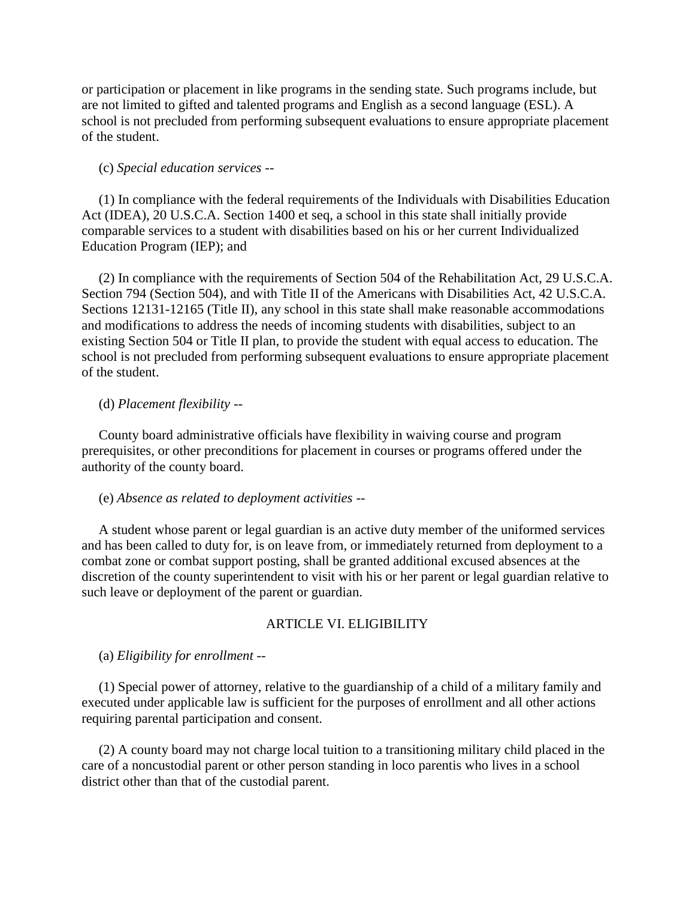or participation or placement in like programs in the sending state. Such programs include, but are not limited to gifted and talented programs and English as a second language (ESL). A school is not precluded from performing subsequent evaluations to ensure appropriate placement of the student.

(c) *Special education services* --

(1) In compliance with the federal requirements of the Individuals with Disabilities Education Act (IDEA), 20 U.S.C.A. Section 1400 et seq, a school in this state shall initially provide comparable services to a student with disabilities based on his or her current Individualized Education Program (IEP); and

(2) In compliance with the requirements of Section 504 of the Rehabilitation Act, 29 U.S.C.A. Section 794 (Section 504), and with Title II of the Americans with Disabilities Act, 42 U.S.C.A. Sections 12131-12165 (Title II), any school in this state shall make reasonable accommodations and modifications to address the needs of incoming students with disabilities, subject to an existing Section 504 or Title II plan, to provide the student with equal access to education. The school is not precluded from performing subsequent evaluations to ensure appropriate placement of the student.

(d) *Placement flexibility* --

County board administrative officials have flexibility in waiving course and program prerequisites, or other preconditions for placement in courses or programs offered under the authority of the county board.

(e) *Absence as related to deployment activities* --

A student whose parent or legal guardian is an active duty member of the uniformed services and has been called to duty for, is on leave from, or immediately returned from deployment to a combat zone or combat support posting, shall be granted additional excused absences at the discretion of the county superintendent to visit with his or her parent or legal guardian relative to such leave or deployment of the parent or guardian.

## ARTICLE VI. ELIGIBILITY

(a) *Eligibility for enrollment* --

(1) Special power of attorney, relative to the guardianship of a child of a military family and executed under applicable law is sufficient for the purposes of enrollment and all other actions requiring parental participation and consent.

(2) A county board may not charge local tuition to a transitioning military child placed in the care of a noncustodial parent or other person standing in loco parentis who lives in a school district other than that of the custodial parent.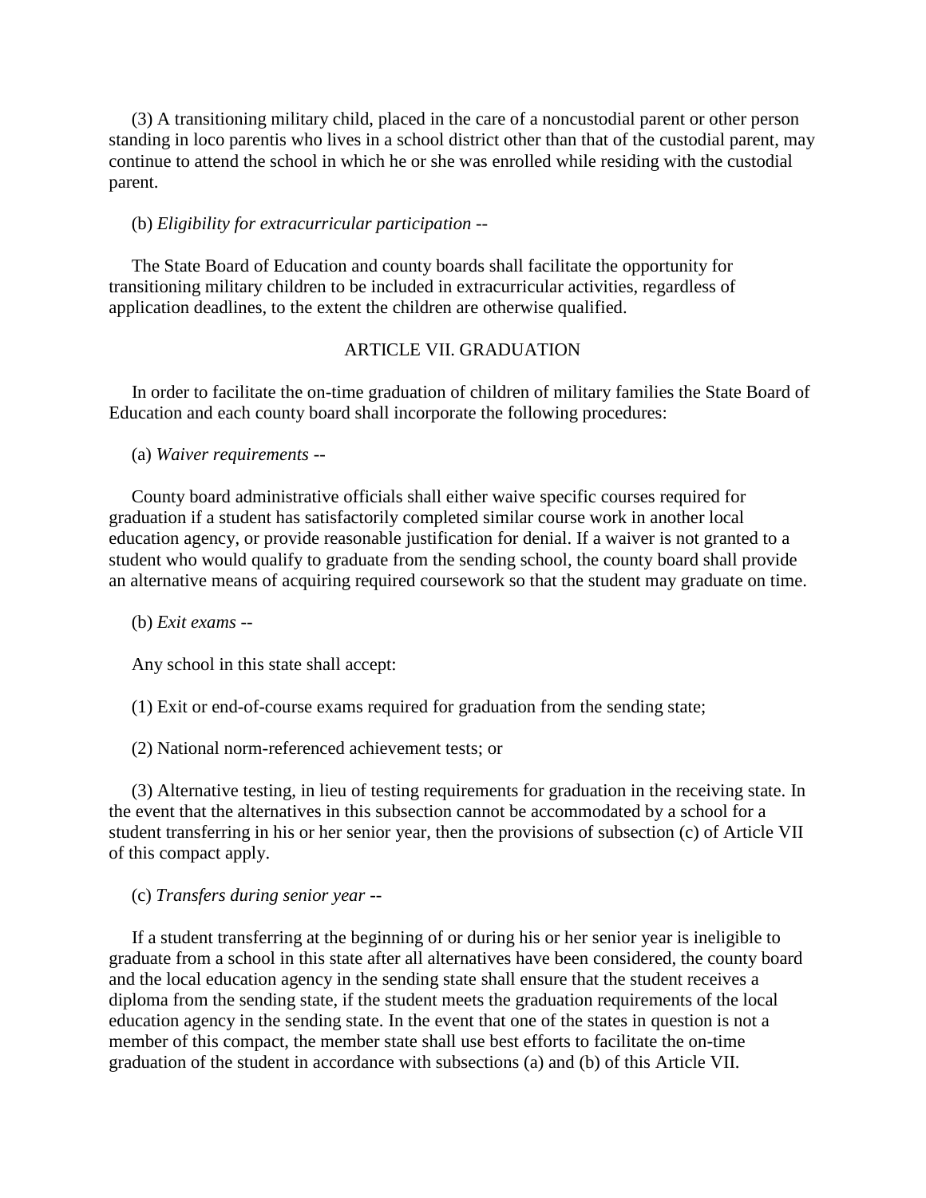(3) A transitioning military child, placed in the care of a noncustodial parent or other person standing in loco parentis who lives in a school district other than that of the custodial parent, may continue to attend the school in which he or she was enrolled while residing with the custodial parent.

(b) *Eligibility for extracurricular participation* --

The State Board of Education and county boards shall facilitate the opportunity for transitioning military children to be included in extracurricular activities, regardless of application deadlines, to the extent the children are otherwise qualified.

## ARTICLE VII. GRADUATION

In order to facilitate the on-time graduation of children of military families the State Board of Education and each county board shall incorporate the following procedures:

(a) *Waiver requirements* --

County board administrative officials shall either waive specific courses required for graduation if a student has satisfactorily completed similar course work in another local education agency, or provide reasonable justification for denial. If a waiver is not granted to a student who would qualify to graduate from the sending school, the county board shall provide an alternative means of acquiring required coursework so that the student may graduate on time.

(b) *Exit exams* --

Any school in this state shall accept:

(1) Exit or end-of-course exams required for graduation from the sending state;

(2) National norm-referenced achievement tests; or

(3) Alternative testing, in lieu of testing requirements for graduation in the receiving state. In the event that the alternatives in this subsection cannot be accommodated by a school for a student transferring in his or her senior year, then the provisions of subsection (c) of Article VII of this compact apply.

(c) *Transfers during senior year* --

If a student transferring at the beginning of or during his or her senior year is ineligible to graduate from a school in this state after all alternatives have been considered, the county board and the local education agency in the sending state shall ensure that the student receives a diploma from the sending state, if the student meets the graduation requirements of the local education agency in the sending state. In the event that one of the states in question is not a member of this compact, the member state shall use best efforts to facilitate the on-time graduation of the student in accordance with subsections (a) and (b) of this Article VII.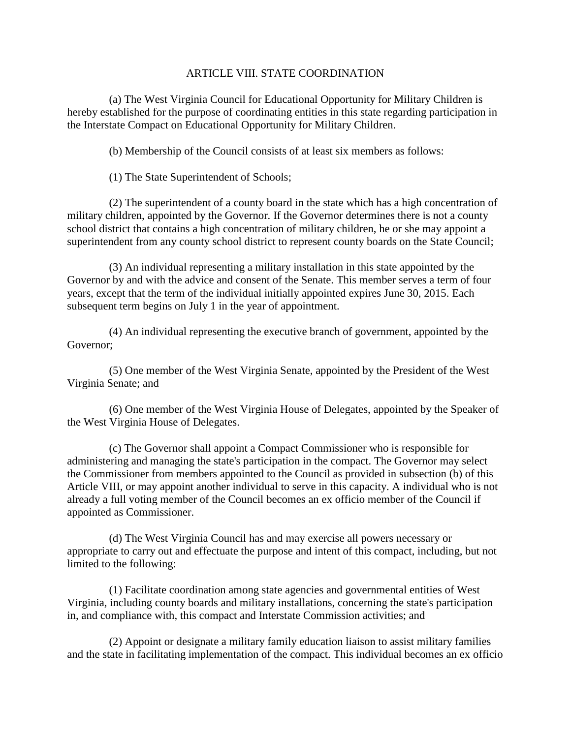## ARTICLE VIII. STATE COORDINATION

(a) The West Virginia Council for Educational Opportunity for Military Children is hereby established for the purpose of coordinating entities in this state regarding participation in the Interstate Compact on Educational Opportunity for Military Children.

(b) Membership of the Council consists of at least six members as follows:

(1) The State Superintendent of Schools;

(2) The superintendent of a county board in the state which has a high concentration of military children, appointed by the Governor. If the Governor determines there is not a county school district that contains a high concentration of military children, he or she may appoint a superintendent from any county school district to represent county boards on the State Council;

(3) An individual representing a military installation in this state appointed by the Governor by and with the advice and consent of the Senate. This member serves a term of four years, except that the term of the individual initially appointed expires June 30, 2015. Each subsequent term begins on July 1 in the year of appointment.

(4) An individual representing the executive branch of government, appointed by the Governor;

(5) One member of the West Virginia Senate, appointed by the President of the West Virginia Senate; and

(6) One member of the West Virginia House of Delegates, appointed by the Speaker of the West Virginia House of Delegates.

(c) The Governor shall appoint a Compact Commissioner who is responsible for administering and managing the state's participation in the compact. The Governor may select the Commissioner from members appointed to the Council as provided in subsection (b) of this Article VIII, or may appoint another individual to serve in this capacity. A individual who is not already a full voting member of the Council becomes an ex officio member of the Council if appointed as Commissioner.

(d) The West Virginia Council has and may exercise all powers necessary or appropriate to carry out and effectuate the purpose and intent of this compact, including, but not limited to the following:

(1) Facilitate coordination among state agencies and governmental entities of West Virginia, including county boards and military installations, concerning the state's participation in, and compliance with, this compact and Interstate Commission activities; and

(2) Appoint or designate a military family education liaison to assist military families and the state in facilitating implementation of the compact. This individual becomes an ex officio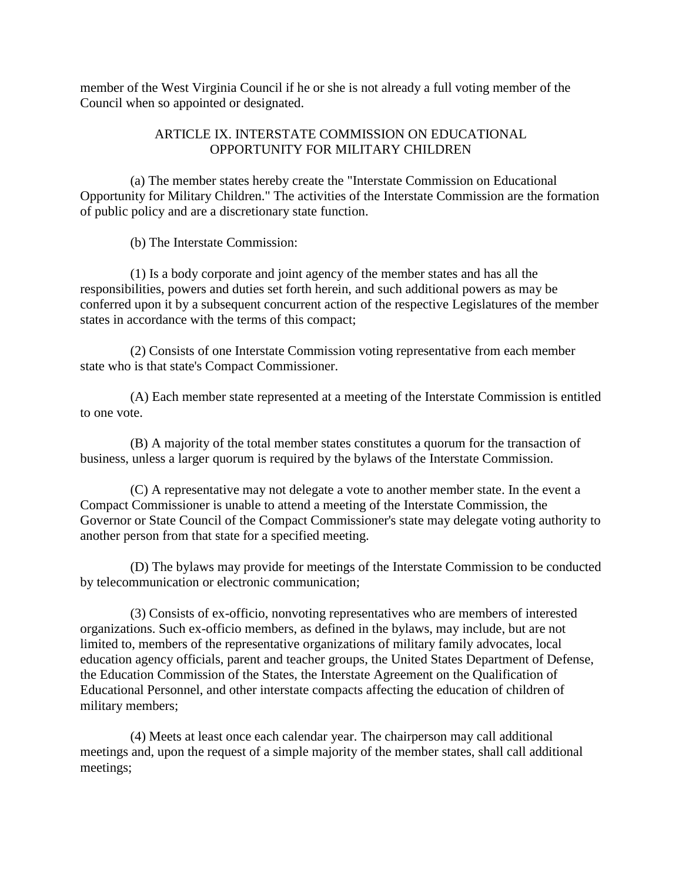member of the West Virginia Council if he or she is not already a full voting member of the Council when so appointed or designated.

## ARTICLE IX. INTERSTATE COMMISSION ON EDUCATIONAL OPPORTUNITY FOR MILITARY CHILDREN

(a) The member states hereby create the "Interstate Commission on Educational Opportunity for Military Children." The activities of the Interstate Commission are the formation of public policy and are a discretionary state function.

(b) The Interstate Commission:

(1) Is a body corporate and joint agency of the member states and has all the responsibilities, powers and duties set forth herein, and such additional powers as may be conferred upon it by a subsequent concurrent action of the respective Legislatures of the member states in accordance with the terms of this compact;

(2) Consists of one Interstate Commission voting representative from each member state who is that state's Compact Commissioner.

(A) Each member state represented at a meeting of the Interstate Commission is entitled to one vote.

(B) A majority of the total member states constitutes a quorum for the transaction of business, unless a larger quorum is required by the bylaws of the Interstate Commission.

(C) A representative may not delegate a vote to another member state. In the event a Compact Commissioner is unable to attend a meeting of the Interstate Commission, the Governor or State Council of the Compact Commissioner's state may delegate voting authority to another person from that state for a specified meeting.

(D) The bylaws may provide for meetings of the Interstate Commission to be conducted by telecommunication or electronic communication;

(3) Consists of ex-officio, nonvoting representatives who are members of interested organizations. Such ex-officio members, as defined in the bylaws, may include, but are not limited to, members of the representative organizations of military family advocates, local education agency officials, parent and teacher groups, the United States Department of Defense, the Education Commission of the States, the Interstate Agreement on the Qualification of Educational Personnel, and other interstate compacts affecting the education of children of military members;

(4) Meets at least once each calendar year. The chairperson may call additional meetings and, upon the request of a simple majority of the member states, shall call additional meetings;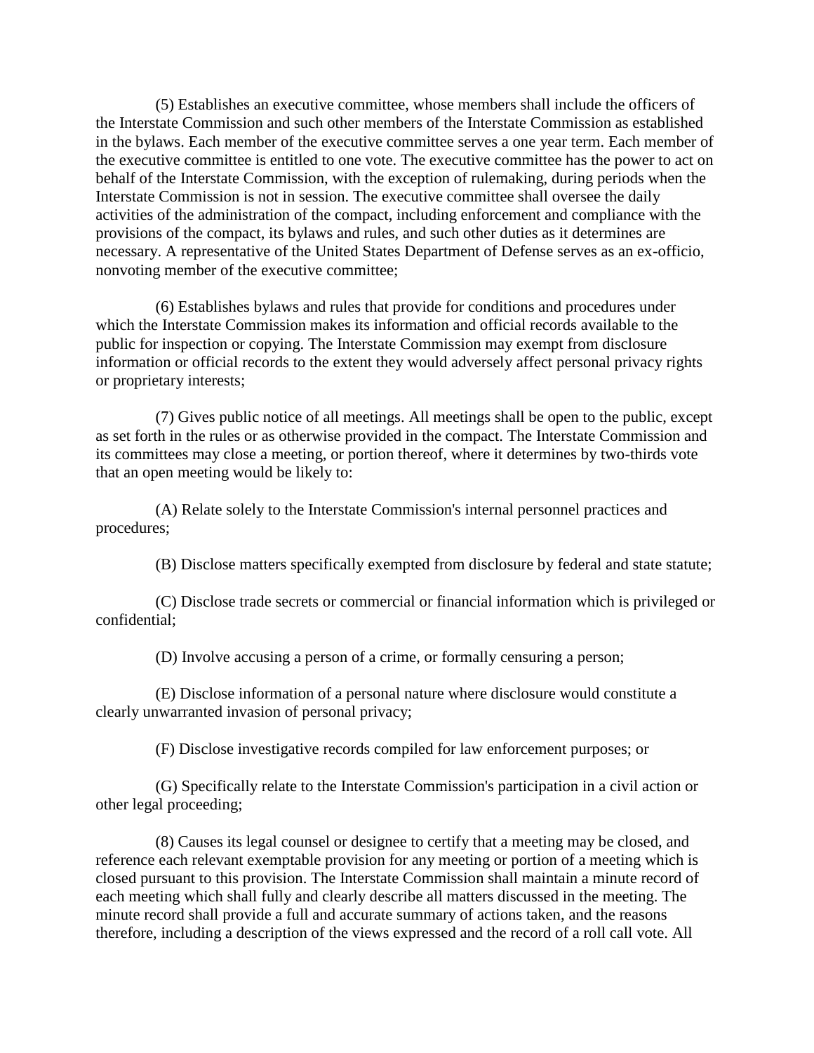(5) Establishes an executive committee, whose members shall include the officers of the Interstate Commission and such other members of the Interstate Commission as established in the bylaws. Each member of the executive committee serves a one year term. Each member of the executive committee is entitled to one vote. The executive committee has the power to act on behalf of the Interstate Commission, with the exception of rulemaking, during periods when the Interstate Commission is not in session. The executive committee shall oversee the daily activities of the administration of the compact, including enforcement and compliance with the provisions of the compact, its bylaws and rules, and such other duties as it determines are necessary. A representative of the United States Department of Defense serves as an ex-officio, nonvoting member of the executive committee;

(6) Establishes bylaws and rules that provide for conditions and procedures under which the Interstate Commission makes its information and official records available to the public for inspection or copying. The Interstate Commission may exempt from disclosure information or official records to the extent they would adversely affect personal privacy rights or proprietary interests;

(7) Gives public notice of all meetings. All meetings shall be open to the public, except as set forth in the rules or as otherwise provided in the compact. The Interstate Commission and its committees may close a meeting, or portion thereof, where it determines by two-thirds vote that an open meeting would be likely to:

(A) Relate solely to the Interstate Commission's internal personnel practices and procedures;

(B) Disclose matters specifically exempted from disclosure by federal and state statute;

(C) Disclose trade secrets or commercial or financial information which is privileged or confidential;

(D) Involve accusing a person of a crime, or formally censuring a person;

(E) Disclose information of a personal nature where disclosure would constitute a clearly unwarranted invasion of personal privacy;

(F) Disclose investigative records compiled for law enforcement purposes; or

(G) Specifically relate to the Interstate Commission's participation in a civil action or other legal proceeding;

(8) Causes its legal counsel or designee to certify that a meeting may be closed, and reference each relevant exemptable provision for any meeting or portion of a meeting which is closed pursuant to this provision. The Interstate Commission shall maintain a minute record of each meeting which shall fully and clearly describe all matters discussed in the meeting. The minute record shall provide a full and accurate summary of actions taken, and the reasons therefore, including a description of the views expressed and the record of a roll call vote. All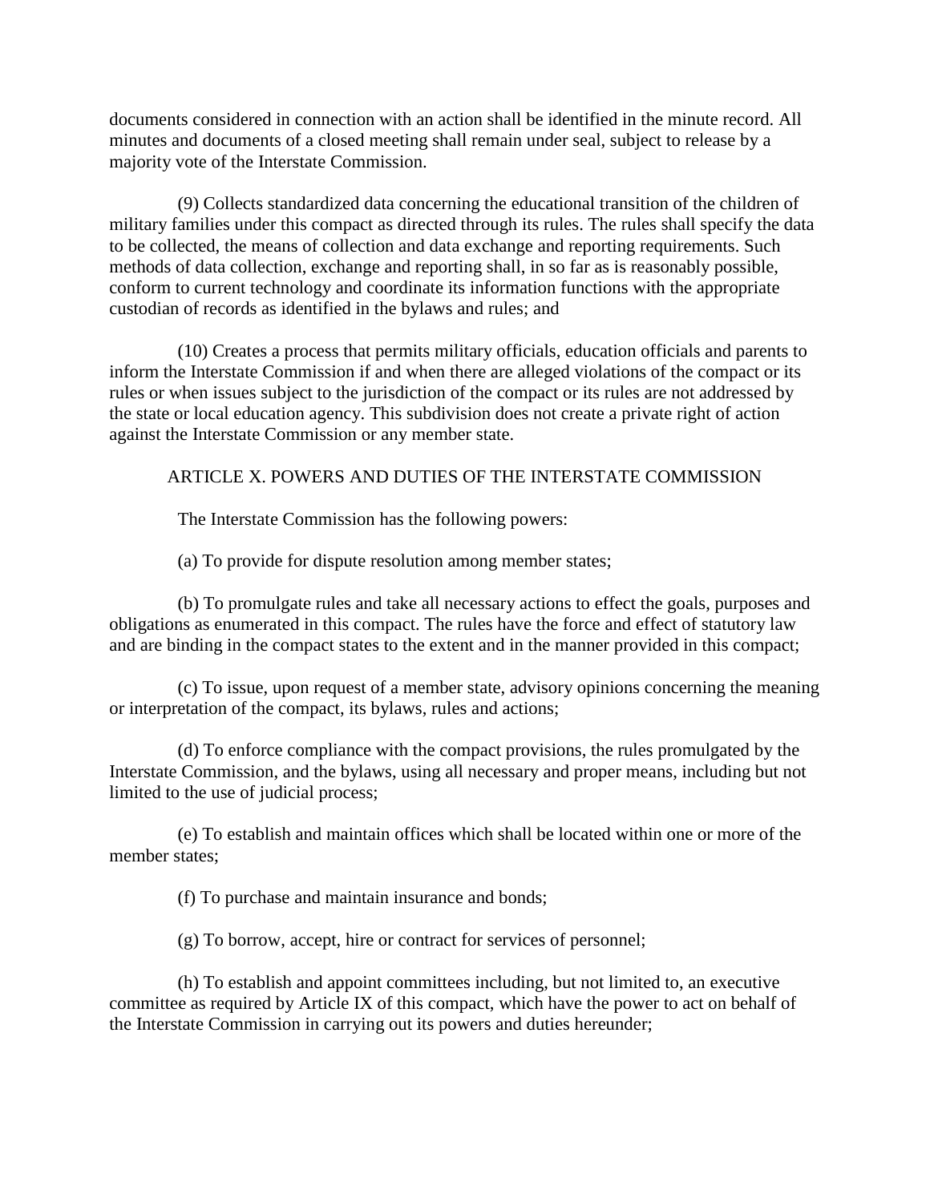documents considered in connection with an action shall be identified in the minute record. All minutes and documents of a closed meeting shall remain under seal, subject to release by a majority vote of the Interstate Commission.

(9) Collects standardized data concerning the educational transition of the children of military families under this compact as directed through its rules. The rules shall specify the data to be collected, the means of collection and data exchange and reporting requirements. Such methods of data collection, exchange and reporting shall, in so far as is reasonably possible, conform to current technology and coordinate its information functions with the appropriate custodian of records as identified in the bylaws and rules; and

(10) Creates a process that permits military officials, education officials and parents to inform the Interstate Commission if and when there are alleged violations of the compact or its rules or when issues subject to the jurisdiction of the compact or its rules are not addressed by the state or local education agency. This subdivision does not create a private right of action against the Interstate Commission or any member state.

## ARTICLE X. POWERS AND DUTIES OF THE INTERSTATE COMMISSION

The Interstate Commission has the following powers:

(a) To provide for dispute resolution among member states;

(b) To promulgate rules and take all necessary actions to effect the goals, purposes and obligations as enumerated in this compact. The rules have the force and effect of statutory law and are binding in the compact states to the extent and in the manner provided in this compact;

(c) To issue, upon request of a member state, advisory opinions concerning the meaning or interpretation of the compact, its bylaws, rules and actions;

(d) To enforce compliance with the compact provisions, the rules promulgated by the Interstate Commission, and the bylaws, using all necessary and proper means, including but not limited to the use of judicial process;

(e) To establish and maintain offices which shall be located within one or more of the member states;

(f) To purchase and maintain insurance and bonds;

(g) To borrow, accept, hire or contract for services of personnel;

(h) To establish and appoint committees including, but not limited to, an executive committee as required by Article IX of this compact, which have the power to act on behalf of the Interstate Commission in carrying out its powers and duties hereunder;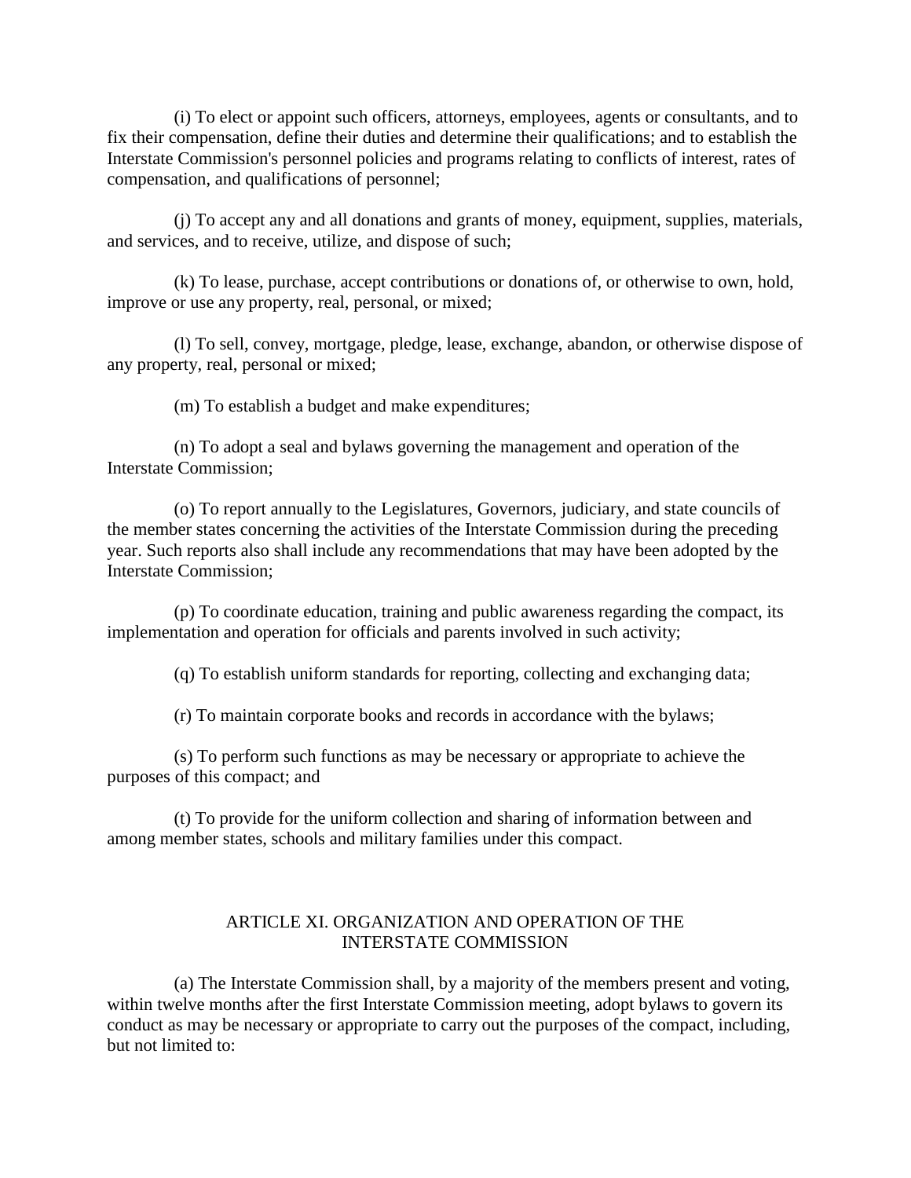(i) To elect or appoint such officers, attorneys, employees, agents or consultants, and to fix their compensation, define their duties and determine their qualifications; and to establish the Interstate Commission's personnel policies and programs relating to conflicts of interest, rates of compensation, and qualifications of personnel;

(j) To accept any and all donations and grants of money, equipment, supplies, materials, and services, and to receive, utilize, and dispose of such;

(k) To lease, purchase, accept contributions or donations of, or otherwise to own, hold, improve or use any property, real, personal, or mixed;

(l) To sell, convey, mortgage, pledge, lease, exchange, abandon, or otherwise dispose of any property, real, personal or mixed;

(m) To establish a budget and make expenditures;

(n) To adopt a seal and bylaws governing the management and operation of the Interstate Commission;

(o) To report annually to the Legislatures, Governors, judiciary, and state councils of the member states concerning the activities of the Interstate Commission during the preceding year. Such reports also shall include any recommendations that may have been adopted by the Interstate Commission;

(p) To coordinate education, training and public awareness regarding the compact, its implementation and operation for officials and parents involved in such activity;

(q) To establish uniform standards for reporting, collecting and exchanging data;

(r) To maintain corporate books and records in accordance with the bylaws;

(s) To perform such functions as may be necessary or appropriate to achieve the purposes of this compact; and

(t) To provide for the uniform collection and sharing of information between and among member states, schools and military families under this compact.

## ARTICLE XI. ORGANIZATION AND OPERATION OF THE INTERSTATE COMMISSION

(a) The Interstate Commission shall, by a majority of the members present and voting, within twelve months after the first Interstate Commission meeting, adopt bylaws to govern its conduct as may be necessary or appropriate to carry out the purposes of the compact, including, but not limited to: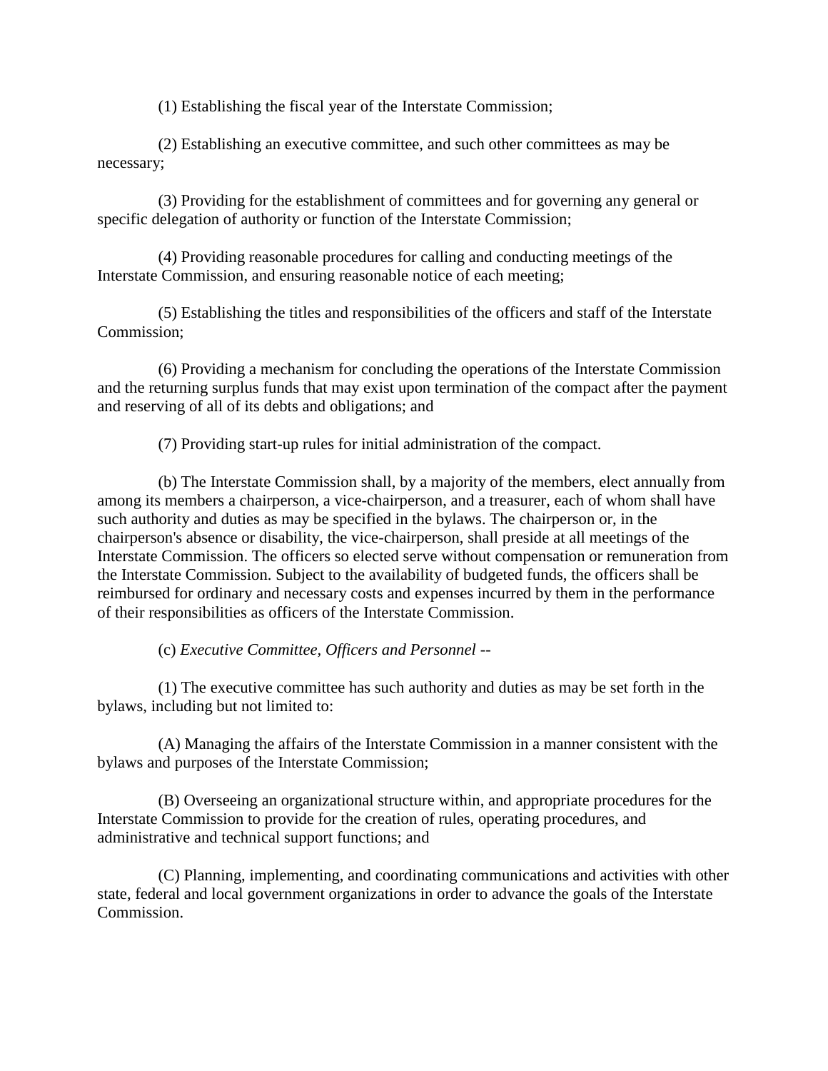(1) Establishing the fiscal year of the Interstate Commission;

(2) Establishing an executive committee, and such other committees as may be necessary;

(3) Providing for the establishment of committees and for governing any general or specific delegation of authority or function of the Interstate Commission;

(4) Providing reasonable procedures for calling and conducting meetings of the Interstate Commission, and ensuring reasonable notice of each meeting;

(5) Establishing the titles and responsibilities of the officers and staff of the Interstate Commission;

(6) Providing a mechanism for concluding the operations of the Interstate Commission and the returning surplus funds that may exist upon termination of the compact after the payment and reserving of all of its debts and obligations; and

(7) Providing start-up rules for initial administration of the compact.

(b) The Interstate Commission shall, by a majority of the members, elect annually from among its members a chairperson, a vice-chairperson, and a treasurer, each of whom shall have such authority and duties as may be specified in the bylaws. The chairperson or, in the chairperson's absence or disability, the vice-chairperson, shall preside at all meetings of the Interstate Commission. The officers so elected serve without compensation or remuneration from the Interstate Commission. Subject to the availability of budgeted funds, the officers shall be reimbursed for ordinary and necessary costs and expenses incurred by them in the performance of their responsibilities as officers of the Interstate Commission.

(c) *Executive Committee, Officers and Personnel* --

(1) The executive committee has such authority and duties as may be set forth in the bylaws, including but not limited to:

(A) Managing the affairs of the Interstate Commission in a manner consistent with the bylaws and purposes of the Interstate Commission;

(B) Overseeing an organizational structure within, and appropriate procedures for the Interstate Commission to provide for the creation of rules, operating procedures, and administrative and technical support functions; and

(C) Planning, implementing, and coordinating communications and activities with other state, federal and local government organizations in order to advance the goals of the Interstate Commission.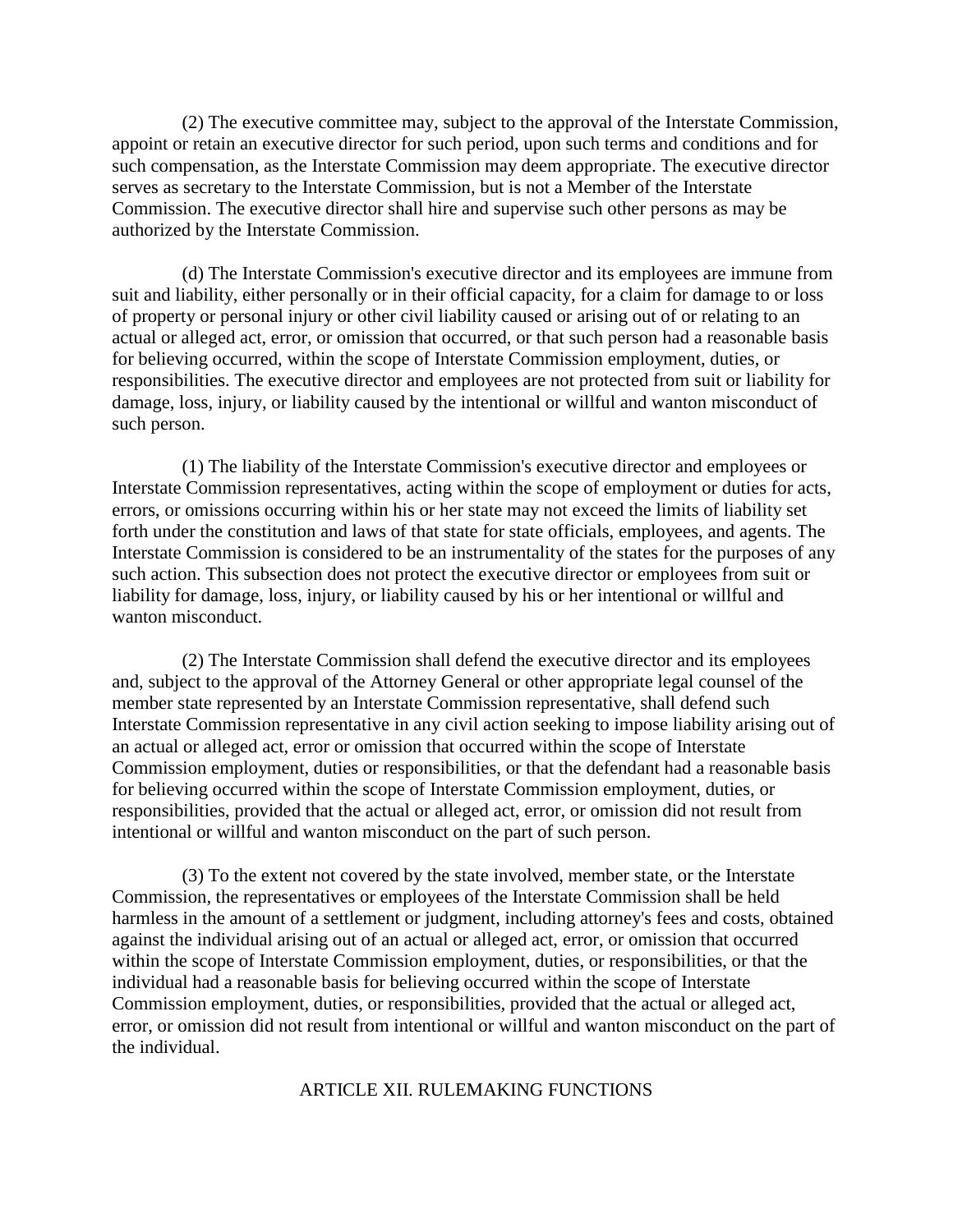(2) The executive committee may, subject to the approval of the Interstate Commission, appoint or retain an executive director for such period, upon such terms and conditions and for such compensation, as the Interstate Commission may deem appropriate. The executive director serves as secretary to the Interstate Commission, but is not a Member of the Interstate Commission. The executive director shall hire and supervise such other persons as may be authorized by the Interstate Commission.

(d) The Interstate Commission's executive director and its employees are immune from suit and liability, either personally or in their official capacity, for a claim for damage to or loss of property or personal injury or other civil liability caused or arising out of or relating to an actual or alleged act, error, or omission that occurred, or that such person had a reasonable basis for believing occurred, within the scope of Interstate Commission employment, duties, or responsibilities. The executive director and employees are not protected from suit or liability for damage, loss, injury, or liability caused by the intentional or willful and wanton misconduct of such person.

(1) The liability of the Interstate Commission's executive director and employees or Interstate Commission representatives, acting within the scope of employment or duties for acts, errors, or omissions occurring within his or her state may not exceed the limits of liability set forth under the constitution and laws of that state for state officials, employees, and agents. The Interstate Commission is considered to be an instrumentality of the states for the purposes of any such action. This subsection does not protect the executive director or employees from suit or liability for damage, loss, injury, or liability caused by his or her intentional or willful and wanton misconduct.

(2) The Interstate Commission shall defend the executive director and its employees and, subject to the approval of the Attorney General or other appropriate legal counsel of the member state represented by an Interstate Commission representative, shall defend such Interstate Commission representative in any civil action seeking to impose liability arising out of an actual or alleged act, error or omission that occurred within the scope of Interstate Commission employment, duties or responsibilities, or that the defendant had a reasonable basis for believing occurred within the scope of Interstate Commission employment, duties, or responsibilities, provided that the actual or alleged act, error, or omission did not result from intentional or willful and wanton misconduct on the part of such person.

(3) To the extent not covered by the state involved, member state, or the Interstate Commission, the representatives or employees of the Interstate Commission shall be held harmless in the amount of a settlement or judgment, including attorney's fees and costs, obtained against the individual arising out of an actual or alleged act, error, or omission that occurred within the scope of Interstate Commission employment, duties, or responsibilities, or that the individual had a reasonable basis for believing occurred within the scope of Interstate Commission employment, duties, or responsibilities, provided that the actual or alleged act, error, or omission did not result from intentional or willful and wanton misconduct on the part of the individual.

## ARTICLE XII. RULEMAKING FUNCTIONS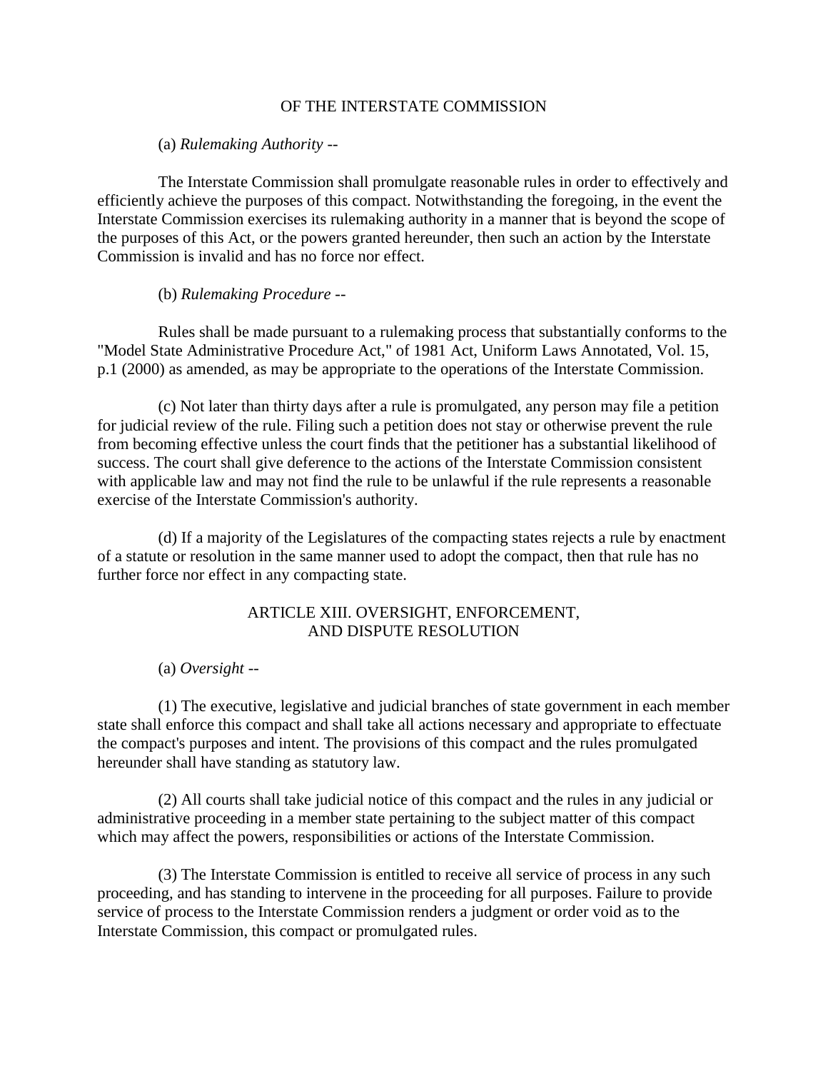OF THE INTERSTATE COMMISSION

(a) *Rulemaking Authority* --

The Interstate Commission shall promulgate reasonable rules in order to effectively and efficiently achieve the purposes of this compact. Notwithstanding the foregoing, in the event the Interstate Commission exercises its rulemaking authority in a manner that is beyond the scope of the purposes of this Act, or the powers granted hereunder, then such an action by the Interstate Commission is invalid and has no force nor effect.

(b) *Rulemaking Procedure* --

Rules shall be made pursuant to a rulemaking process that substantially conforms to the "Model State Administrative Procedure Act," of 1981 Act, Uniform Laws Annotated, Vol. 15, p.1 (2000) as amended, as may be appropriate to the operations of the Interstate Commission.

(c) Not later than thirty days after a rule is promulgated, any person may file a petition for judicial review of the rule. Filing such a petition does not stay or otherwise prevent the rule from becoming effective unless the court finds that the petitioner has a substantial likelihood of success. The court shall give deference to the actions of the Interstate Commission consistent with applicable law and may not find the rule to be unlawful if the rule represents a reasonable exercise of the Interstate Commission's authority.

(d) If a majority of the Legislatures of the compacting states rejects a rule by enactment of a statute or resolution in the same manner used to adopt the compact, then that rule has no further force nor effect in any compacting state.

## ARTICLE XIII. OVERSIGHT, ENFORCEMENT, AND DISPUTE RESOLUTION

(a) *Oversight* --

(1) The executive, legislative and judicial branches of state government in each member state shall enforce this compact and shall take all actions necessary and appropriate to effectuate the compact's purposes and intent. The provisions of this compact and the rules promulgated hereunder shall have standing as statutory law.

(2) All courts shall take judicial notice of this compact and the rules in any judicial or administrative proceeding in a member state pertaining to the subject matter of this compact which may affect the powers, responsibilities or actions of the Interstate Commission.

(3) The Interstate Commission is entitled to receive all service of process in any such proceeding, and has standing to intervene in the proceeding for all purposes. Failure to provide service of process to the Interstate Commission renders a judgment or order void as to the Interstate Commission, this compact or promulgated rules.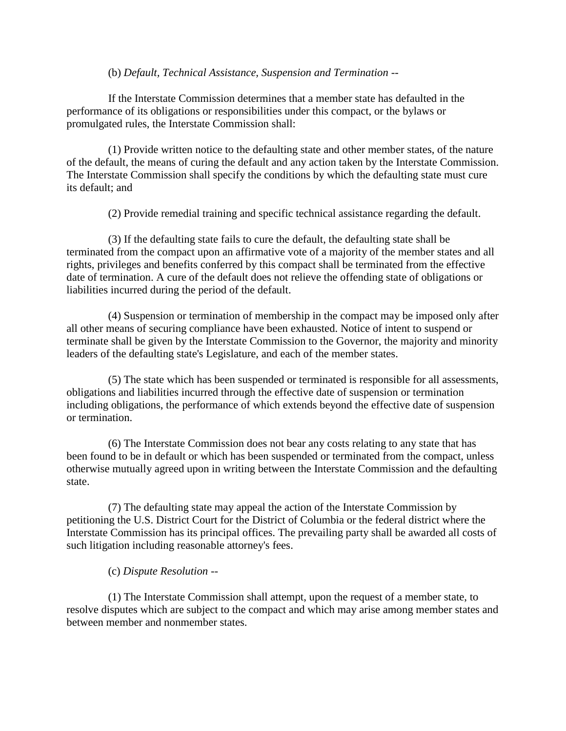(b) *Default, Technical Assistance, Suspension and Termination* --

If the Interstate Commission determines that a member state has defaulted in the performance of its obligations or responsibilities under this compact, or the bylaws or promulgated rules, the Interstate Commission shall:

(1) Provide written notice to the defaulting state and other member states, of the nature of the default, the means of curing the default and any action taken by the Interstate Commission. The Interstate Commission shall specify the conditions by which the defaulting state must cure its default; and

(2) Provide remedial training and specific technical assistance regarding the default.

(3) If the defaulting state fails to cure the default, the defaulting state shall be terminated from the compact upon an affirmative vote of a majority of the member states and all rights, privileges and benefits conferred by this compact shall be terminated from the effective date of termination. A cure of the default does not relieve the offending state of obligations or liabilities incurred during the period of the default.

(4) Suspension or termination of membership in the compact may be imposed only after all other means of securing compliance have been exhausted. Notice of intent to suspend or terminate shall be given by the Interstate Commission to the Governor, the majority and minority leaders of the defaulting state's Legislature, and each of the member states.

(5) The state which has been suspended or terminated is responsible for all assessments, obligations and liabilities incurred through the effective date of suspension or termination including obligations, the performance of which extends beyond the effective date of suspension or termination.

(6) The Interstate Commission does not bear any costs relating to any state that has been found to be in default or which has been suspended or terminated from the compact, unless otherwise mutually agreed upon in writing between the Interstate Commission and the defaulting state.

(7) The defaulting state may appeal the action of the Interstate Commission by petitioning the U.S. District Court for the District of Columbia or the federal district where the Interstate Commission has its principal offices. The prevailing party shall be awarded all costs of such litigation including reasonable attorney's fees.

(c) *Dispute Resolution* --

(1) The Interstate Commission shall attempt, upon the request of a member state, to resolve disputes which are subject to the compact and which may arise among member states and between member and nonmember states.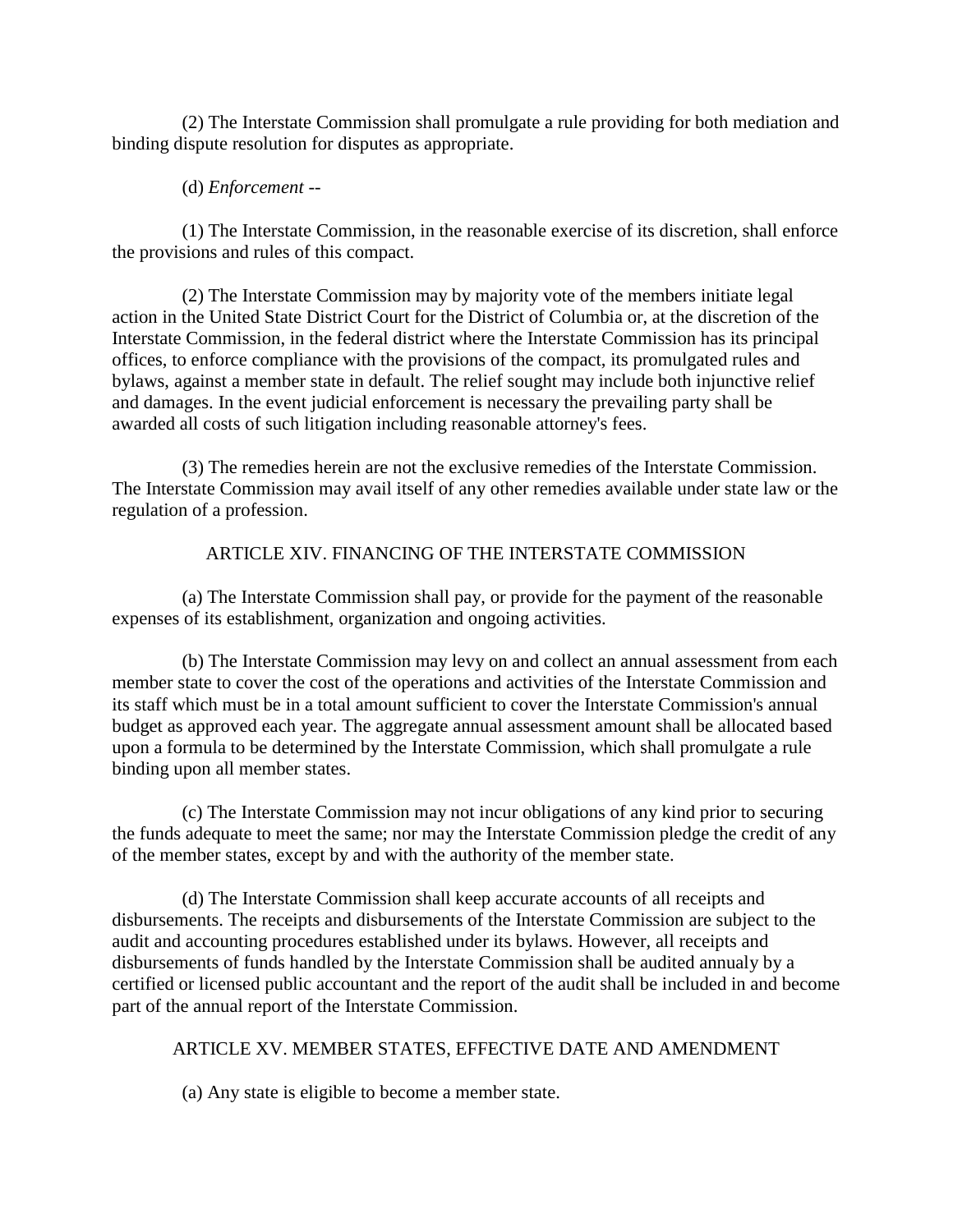(2) The Interstate Commission shall promulgate a rule providing for both mediation and binding dispute resolution for disputes as appropriate.

(d) *Enforcement* --

(1) The Interstate Commission, in the reasonable exercise of its discretion, shall enforce the provisions and rules of this compact.

(2) The Interstate Commission may by majority vote of the members initiate legal action in the United State District Court for the District of Columbia or, at the discretion of the Interstate Commission, in the federal district where the Interstate Commission has its principal offices, to enforce compliance with the provisions of the compact, its promulgated rules and bylaws, against a member state in default. The relief sought may include both injunctive relief and damages. In the event judicial enforcement is necessary the prevailing party shall be awarded all costs of such litigation including reasonable attorney's fees.

(3) The remedies herein are not the exclusive remedies of the Interstate Commission. The Interstate Commission may avail itself of any other remedies available under state law or the regulation of a profession.

ARTICLE XIV. FINANCING OF THE INTERSTATE COMMISSION

(a) The Interstate Commission shall pay, or provide for the payment of the reasonable expenses of its establishment, organization and ongoing activities.

(b) The Interstate Commission may levy on and collect an annual assessment from each member state to cover the cost of the operations and activities of the Interstate Commission and its staff which must be in a total amount sufficient to cover the Interstate Commission's annual budget as approved each year. The aggregate annual assessment amount shall be allocated based upon a formula to be determined by the Interstate Commission, which shall promulgate a rule binding upon all member states.

(c) The Interstate Commission may not incur obligations of any kind prior to securing the funds adequate to meet the same; nor may the Interstate Commission pledge the credit of any of the member states, except by and with the authority of the member state.

(d) The Interstate Commission shall keep accurate accounts of all receipts and disbursements. The receipts and disbursements of the Interstate Commission are subject to the audit and accounting procedures established under its bylaws. However, all receipts and disbursements of funds handled by the Interstate Commission shall be audited annualy by a certified or licensed public accountant and the report of the audit shall be included in and become part of the annual report of the Interstate Commission.

ARTICLE XV. MEMBER STATES, EFFECTIVE DATE AND AMENDMENT

(a) Any state is eligible to become a member state.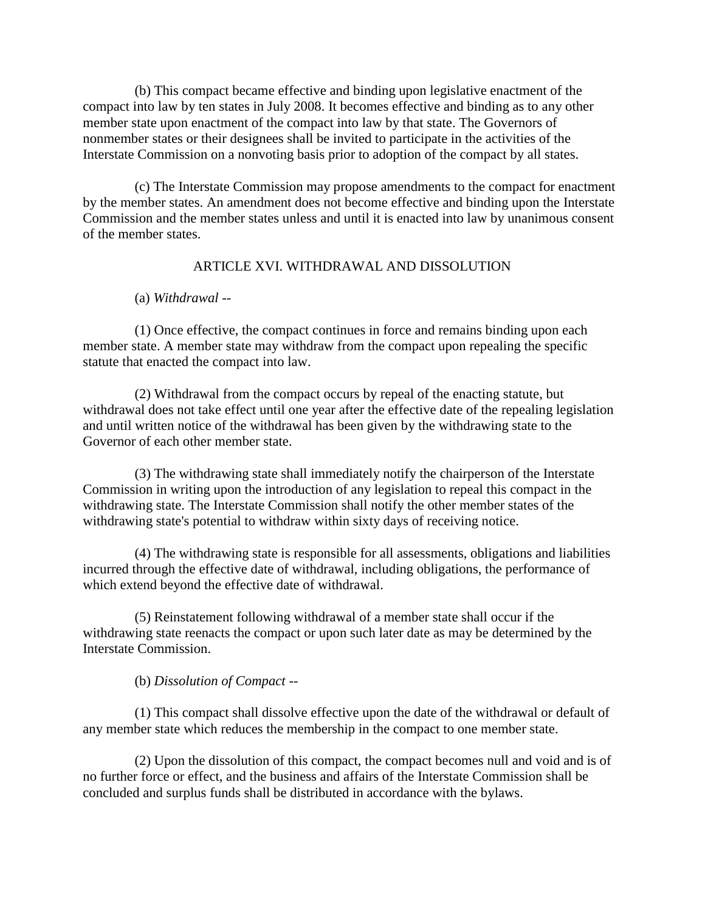(b) This compact became effective and binding upon legislative enactment of the compact into law by ten states in July 2008. It becomes effective and binding as to any other member state upon enactment of the compact into law by that state. The Governors of nonmember states or their designees shall be invited to participate in the activities of the Interstate Commission on a nonvoting basis prior to adoption of the compact by all states.

(c) The Interstate Commission may propose amendments to the compact for enactment by the member states. An amendment does not become effective and binding upon the Interstate Commission and the member states unless and until it is enacted into law by unanimous consent of the member states.

## ARTICLE XVI. WITHDRAWAL AND DISSOLUTION

(a) *Withdrawal* --

(1) Once effective, the compact continues in force and remains binding upon each member state. A member state may withdraw from the compact upon repealing the specific statute that enacted the compact into law.

(2) Withdrawal from the compact occurs by repeal of the enacting statute, but withdrawal does not take effect until one year after the effective date of the repealing legislation and until written notice of the withdrawal has been given by the withdrawing state to the Governor of each other member state.

(3) The withdrawing state shall immediately notify the chairperson of the Interstate Commission in writing upon the introduction of any legislation to repeal this compact in the withdrawing state. The Interstate Commission shall notify the other member states of the withdrawing state's potential to withdraw within sixty days of receiving notice.

(4) The withdrawing state is responsible for all assessments, obligations and liabilities incurred through the effective date of withdrawal, including obligations, the performance of which extend beyond the effective date of withdrawal.

(5) Reinstatement following withdrawal of a member state shall occur if the withdrawing state reenacts the compact or upon such later date as may be determined by the Interstate Commission.

(b) *Dissolution of Compact* --

(1) This compact shall dissolve effective upon the date of the withdrawal or default of any member state which reduces the membership in the compact to one member state.

(2) Upon the dissolution of this compact, the compact becomes null and void and is of no further force or effect, and the business and affairs of the Interstate Commission shall be concluded and surplus funds shall be distributed in accordance with the bylaws.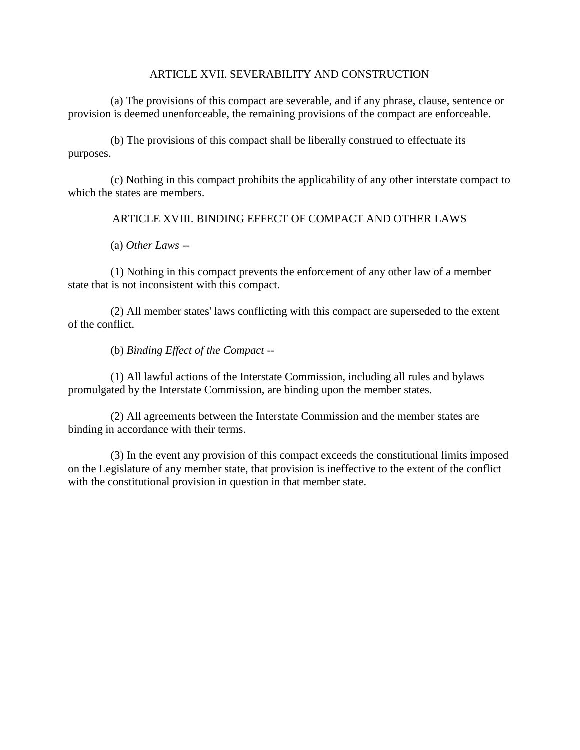## ARTICLE XVII. SEVERABILITY AND CONSTRUCTION

(a) The provisions of this compact are severable, and if any phrase, clause, sentence or provision is deemed unenforceable, the remaining provisions of the compact are enforceable.

(b) The provisions of this compact shall be liberally construed to effectuate its purposes.

(c) Nothing in this compact prohibits the applicability of any other interstate compact to which the states are members.

## ARTICLE XVIII. BINDING EFFECT OF COMPACT AND OTHER LAWS

(a) *Other Laws* --

(1) Nothing in this compact prevents the enforcement of any other law of a member state that is not inconsistent with this compact.

(2) All member states' laws conflicting with this compact are superseded to the extent of the conflict.

(b) *Binding Effect of the Compact* --

(1) All lawful actions of the Interstate Commission, including all rules and bylaws promulgated by the Interstate Commission, are binding upon the member states.

(2) All agreements between the Interstate Commission and the member states are binding in accordance with their terms.

(3) In the event any provision of this compact exceeds the constitutional limits imposed on the Legislature of any member state, that provision is ineffective to the extent of the conflict with the constitutional provision in question in that member state.